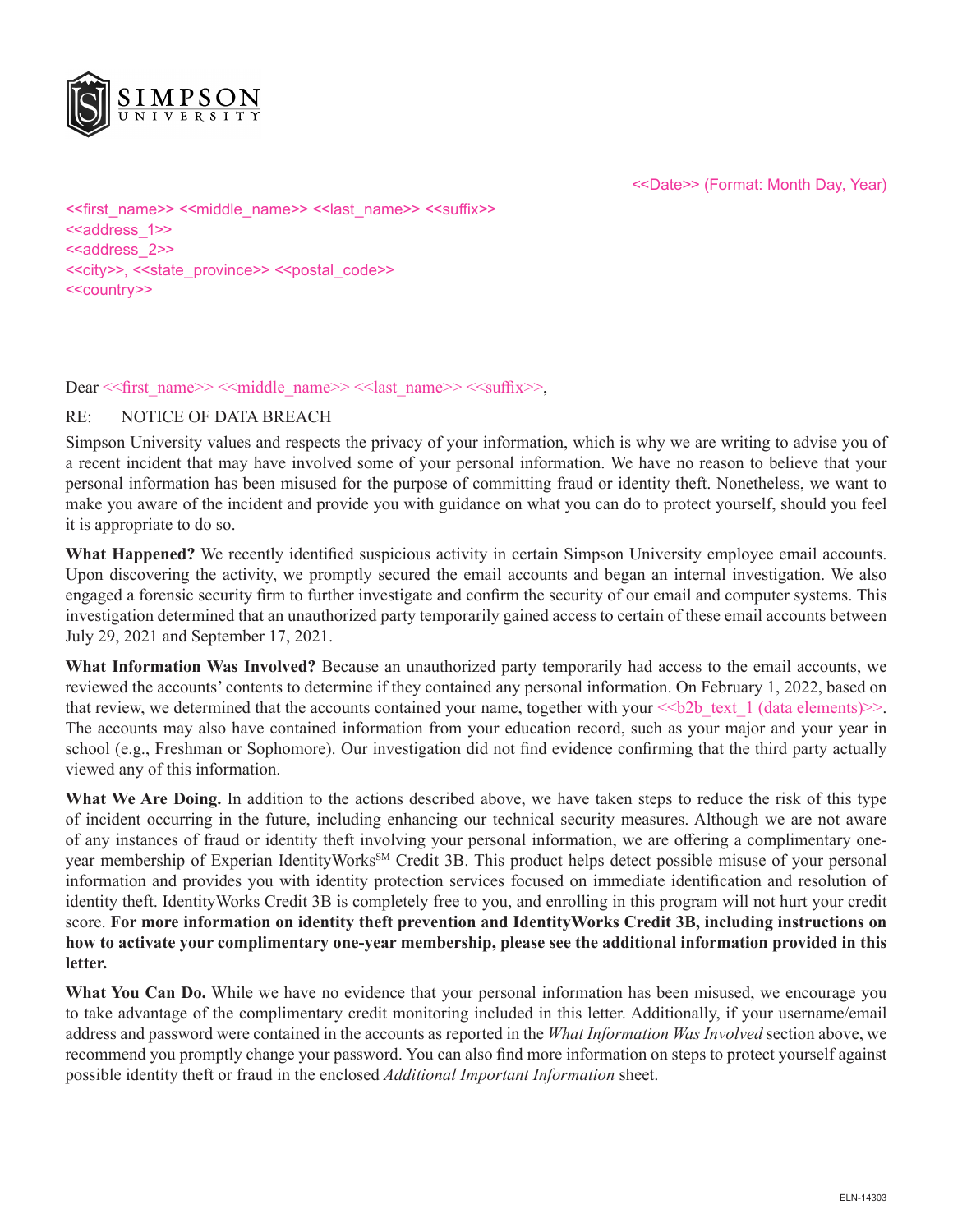SIMPSON UNIVERSITY

<<Date>> (Format: Month Day, Year)

<<first_name>> <<middle_name>> <<last_name>> <<suffix>>
<<address_1>>
<<address_2>>
<<city>>, <<state_province>> <<postal_code>>
<<country>>

Dear <<first_name>> <<middle_name>> <<last_name>> <<suffix>>,

RE: NOTICE OF DATA BREACH

Simpson University values and respects the privacy of your information, which is why we are writing to advise you of a recent incident that may have involved some of your personal information. We have no reason to believe that your personal information has been misused for the purpose of committing fraud or identity theft. Nonetheless, we want to make you aware of the incident and provide you with guidance on what you can do to protect yourself, should you feel it is appropriate to do so.

**What Happened?** We recently identified suspicious activity in certain Simpson University employee email accounts. Upon discovering the activity, we promptly secured the email accounts and began an internal investigation. We also engaged a forensic security firm to further investigate and confirm the security of our email and computer systems. This investigation determined that an unauthorized party temporarily gained access to certain of these email accounts between July 29, 2021 and September 17, 2021.

**What Information Was Involved?** Because an unauthorized party temporarily had access to the email accounts, we reviewed the accounts' contents to determine if they contained any personal information. On February 1, 2022, based on that review, we determined that the accounts contained your name, together with your <<b2b_text_1 (data elements)>>. The accounts may also have contained information from your education record, such as your major and your year in school (e.g., Freshman or Sophomore). Our investigation did not find evidence confirming that the third party actually viewed any of this information.

**What We Are Doing.** In addition to the actions described above, we have taken steps to reduce the risk of this type of incident occurring in the future, including enhancing our technical security measures. Although we are not aware of any instances of fraud or identity theft involving your personal information, we are offering a complimentary one-year membership of Experian IdentityWorks℠ Credit 3B. This product helps detect possible misuse of your personal information and provides you with identity protection services focused on immediate identification and resolution of identity theft. IdentityWorks Credit 3B is completely free to you, and enrolling in this program will not hurt your credit score. **For more information on identity theft prevention and IdentityWorks Credit 3B, including instructions on how to activate your complimentary one-year membership, please see the additional information provided in this letter.**

**What You Can Do.** While we have no evidence that your personal information has been misused, we encourage you to take advantage of the complimentary credit monitoring included in this letter. Additionally, if your username/email address and password were contained in the accounts as reported in the *What Information Was Involved* section above, we recommend you promptly change your password. You can also find more information on steps to protect yourself against possible identity theft or fraud in the enclosed *Additional Important Information* sheet.

ELN-14303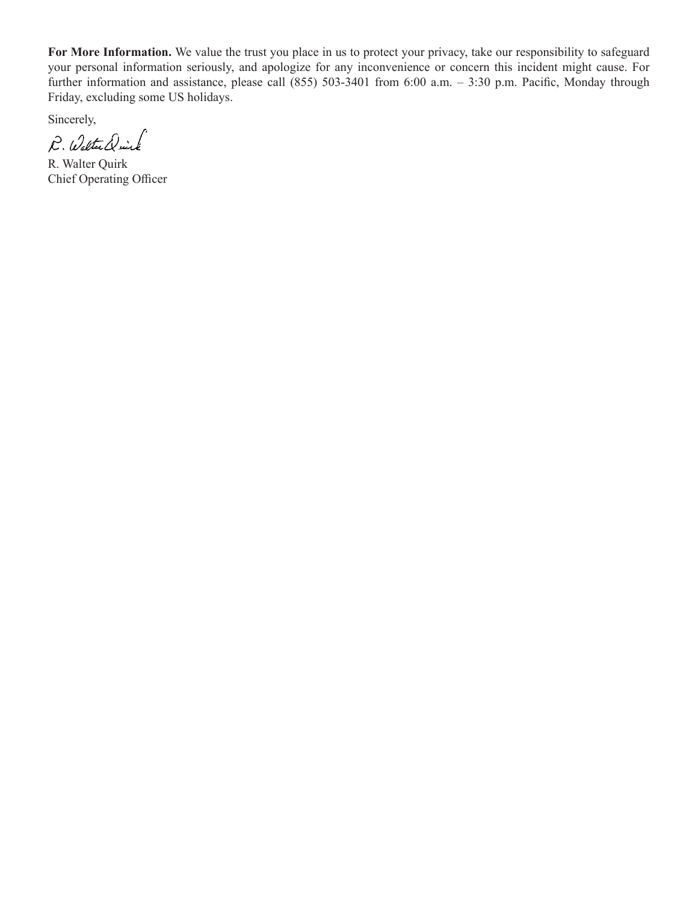**For More Information.** We value the trust you place in us to protect your privacy, take our responsibility to safeguard your personal information seriously, and apologize for any inconvenience or concern this incident might cause. For further information and assistance, please call (855) 503-3401 from 6:00 a.m. – 3:30 p.m. Pacific, Monday through Friday, excluding some US holidays.

Sincerely,

R. Walter Quirk

R. Walter Quirk
Chief Operating Officer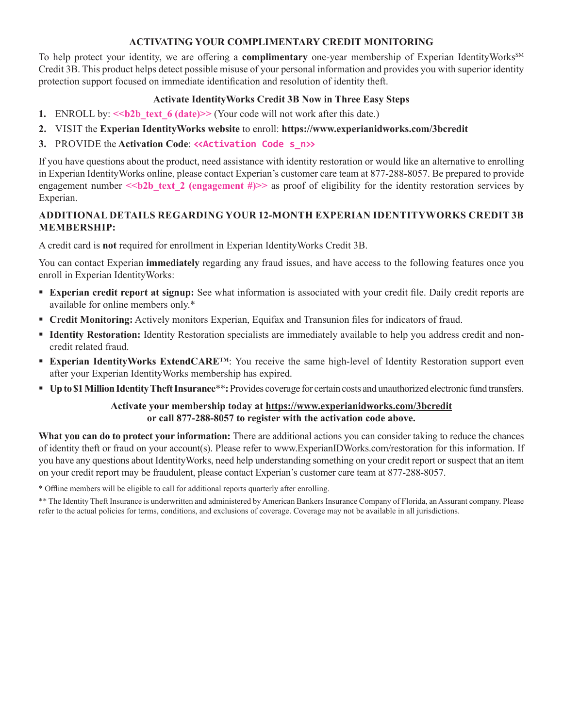## ACTIVATING YOUR COMPLIMENTARY CREDIT MONITORING

To help protect your identity, we are offering a **complimentary** one-year membership of Experian IdentityWorks℠ Credit 3B. This product helps detect possible misuse of your personal information and provides you with superior identity protection support focused on immediate identification and resolution of identity theft.

### Activate IdentityWorks Credit 3B Now in Three Easy Steps

1. ENROLL by: **<<b2b_text_6 (date)>>** (Your code will not work after this date.)
2. VISIT the **Experian IdentityWorks website** to enroll: **https://www.experianidworks.com/3bcredit**
3. PROVIDE the **Activation Code**: **<<Activation Code s_n>>**

If you have questions about the product, need assistance with identity restoration or would like an alternative to enrolling in Experian IdentityWorks online, please contact Experian's customer care team at 877-288-8057. Be prepared to provide engagement number **<<b2b_text_2 (engagement #)>>** as proof of eligibility for the identity restoration services by Experian.

### ADDITIONAL DETAILS REGARDING YOUR 12-MONTH EXPERIAN IDENTITYWORKS CREDIT 3B MEMBERSHIP:

A credit card is **not** required for enrollment in Experian IdentityWorks Credit 3B.

You can contact Experian **immediately** regarding any fraud issues, and have access to the following features once you enroll in Experian IdentityWorks:

- **Experian credit report at signup:** See what information is associated with your credit file. Daily credit reports are available for online members only.*
- **Credit Monitoring:** Actively monitors Experian, Equifax and Transunion files for indicators of fraud.
- **Identity Restoration:** Identity Restoration specialists are immediately available to help you address credit and non-credit related fraud.
- **Experian IdentityWorks ExtendCARE™**: You receive the same high-level of Identity Restoration support even after your Experian IdentityWorks membership has expired.
- **Up to $1 Million Identity Theft Insurance**\*\***:** Provides coverage for certain costs and unauthorized electronic fund transfers.

**Activate your membership today at https://www.experianidworks.com/3bcredit**
**or call 877-288-8057 to register with the activation code above.**

**What you can do to protect your information:** There are additional actions you can consider taking to reduce the chances of identity theft or fraud on your account(s). Please refer to www.ExperianIDWorks.com/restoration for this information. If you have any questions about IdentityWorks, need help understanding something on your credit report or suspect that an item on your credit report may be fraudulent, please contact Experian's customer care team at 877-288-8057.

\* Offline members will be eligible to call for additional reports quarterly after enrolling.

\*\* The Identity Theft Insurance is underwritten and administered by American Bankers Insurance Company of Florida, an Assurant company. Please refer to the actual policies for terms, conditions, and exclusions of coverage. Coverage may not be available in all jurisdictions.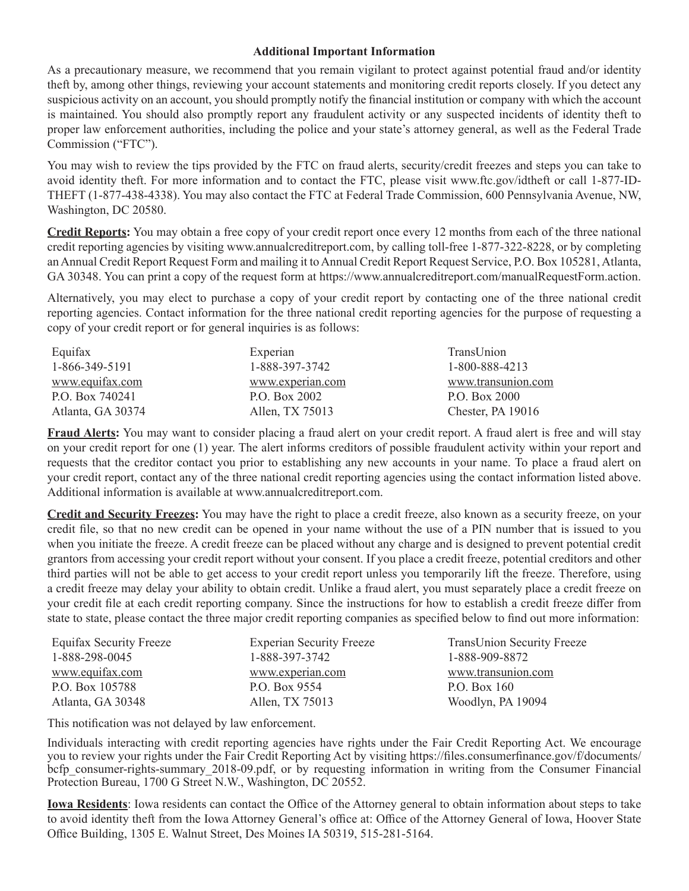**Additional Important Information**

As a precautionary measure, we recommend that you remain vigilant to protect against potential fraud and/or identity theft by, among other things, reviewing your account statements and monitoring credit reports closely. If you detect any suspicious activity on an account, you should promptly notify the financial institution or company with which the account is maintained. You should also promptly report any fraudulent activity or any suspected incidents of identity theft to proper law enforcement authorities, including the police and your state's attorney general, as well as the Federal Trade Commission ("FTC").

You may wish to review the tips provided by the FTC on fraud alerts, security/credit freezes and steps you can take to avoid identity theft. For more information and to contact the FTC, please visit www.ftc.gov/idtheft or call 1-877-ID-THEFT (1-877-438-4338). You may also contact the FTC at Federal Trade Commission, 600 Pennsylvania Avenue, NW, Washington, DC 20580.

**Credit Reports:** You may obtain a free copy of your credit report once every 12 months from each of the three national credit reporting agencies by visiting www.annualcreditreport.com, by calling toll-free 1-877-322-8228, or by completing an Annual Credit Report Request Form and mailing it to Annual Credit Report Request Service, P.O. Box 105281, Atlanta, GA 30348. You can print a copy of the request form at https://www.annualcreditreport.com/manualRequestForm.action.

Alternatively, you may elect to purchase a copy of your credit report by contacting one of the three national credit reporting agencies. Contact information for the three national credit reporting agencies for the purpose of requesting a copy of your credit report or for general inquiries is as follows:

| Equifax | Experian | TransUnion |
|---|---|---|
| 1-866-349-5191 | 1-888-397-3742 | 1-800-888-4213 |
| www.equifax.com | www.experian.com | www.transunion.com |
| P.O. Box 740241 | P.O. Box 2002 | P.O. Box 2000 |
| Atlanta, GA 30374 | Allen, TX 75013 | Chester, PA 19016 |

**Fraud Alerts:** You may want to consider placing a fraud alert on your credit report. A fraud alert is free and will stay on your credit report for one (1) year. The alert informs creditors of possible fraudulent activity within your report and requests that the creditor contact you prior to establishing any new accounts in your name. To place a fraud alert on your credit report, contact any of the three national credit reporting agencies using the contact information listed above. Additional information is available at www.annualcreditreport.com.

**Credit and Security Freezes:** You may have the right to place a credit freeze, also known as a security freeze, on your credit file, so that no new credit can be opened in your name without the use of a PIN number that is issued to you when you initiate the freeze. A credit freeze can be placed without any charge and is designed to prevent potential credit grantors from accessing your credit report without your consent. If you place a credit freeze, potential creditors and other third parties will not be able to get access to your credit report unless you temporarily lift the freeze. Therefore, using a credit freeze may delay your ability to obtain credit. Unlike a fraud alert, you must separately place a credit freeze on your credit file at each credit reporting company. Since the instructions for how to establish a credit freeze differ from state to state, please contact the three major credit reporting companies as specified below to find out more information:

| Equifax Security Freeze | Experian Security Freeze | TransUnion Security Freeze |
|---|---|---|
| 1-888-298-0045 | 1-888-397-3742 | 1-888-909-8872 |
| www.equifax.com | www.experian.com | www.transunion.com |
| P.O. Box 105788 | P.O. Box 9554 | P.O. Box 160 |
| Atlanta, GA 30348 | Allen, TX 75013 | Woodlyn, PA 19094 |

This notification was not delayed by law enforcement.

Individuals interacting with credit reporting agencies have rights under the Fair Credit Reporting Act. We encourage you to review your rights under the Fair Credit Reporting Act by visiting https://files.consumerfinance.gov/f/documents/bcfp_consumer-rights-summary_2018-09.pdf, or by requesting information in writing from the Consumer Financial Protection Bureau, 1700 G Street N.W., Washington, DC 20552.

**Iowa Residents**: Iowa residents can contact the Office of the Attorney general to obtain information about steps to take to avoid identity theft from the Iowa Attorney General's office at: Office of the Attorney General of Iowa, Hoover State Office Building, 1305 E. Walnut Street, Des Moines IA 50319, 515-281-5164.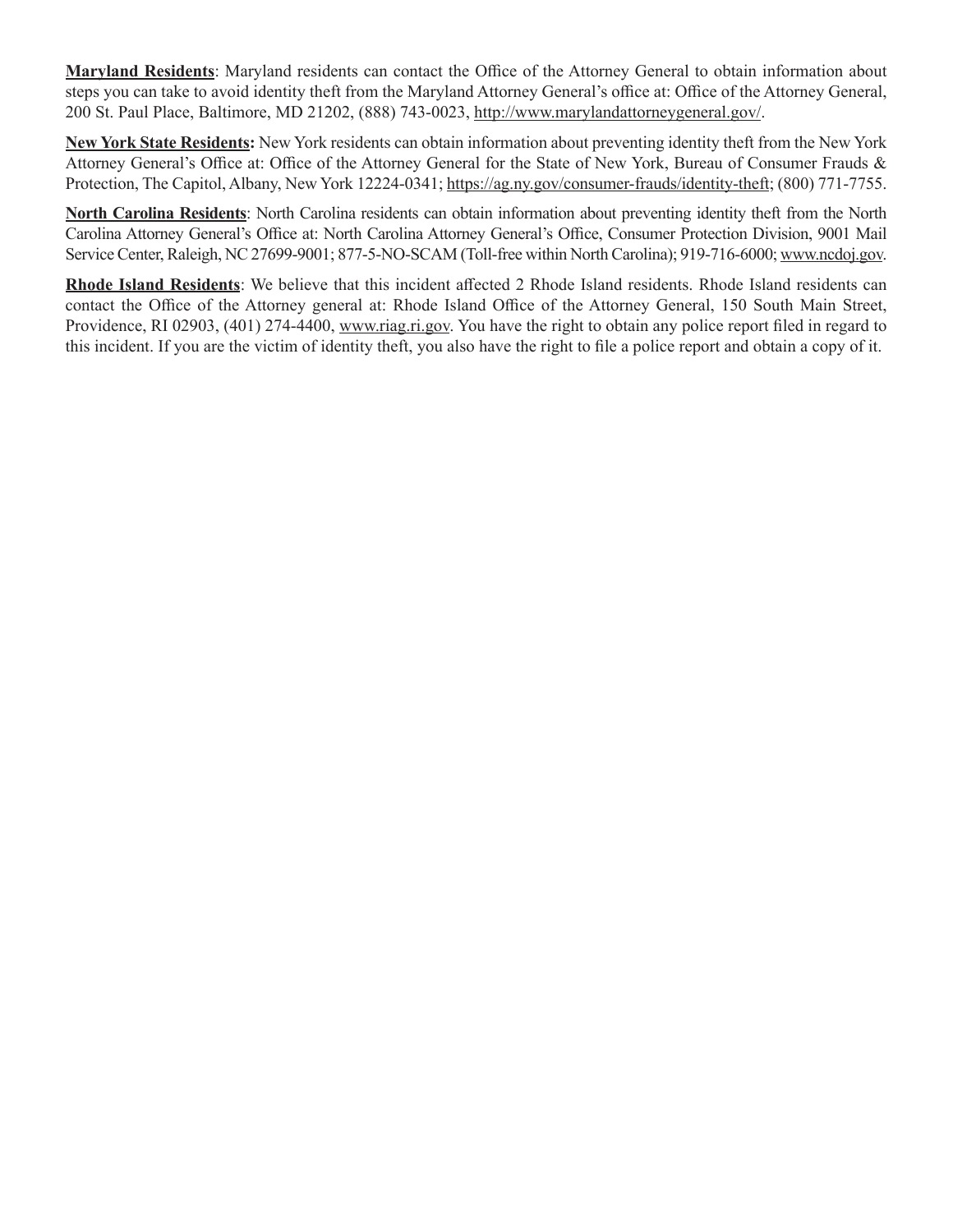**Maryland Residents**: Maryland residents can contact the Office of the Attorney General to obtain information about steps you can take to avoid identity theft from the Maryland Attorney General's office at: Office of the Attorney General, 200 St. Paul Place, Baltimore, MD 21202, (888) 743-0023, http://www.marylandattorneygeneral.gov/.

**New York State Residents:** New York residents can obtain information about preventing identity theft from the New York Attorney General's Office at: Office of the Attorney General for the State of New York, Bureau of Consumer Frauds & Protection, The Capitol, Albany, New York 12224-0341; https://ag.ny.gov/consumer-frauds/identity-theft; (800) 771-7755.

**North Carolina Residents**: North Carolina residents can obtain information about preventing identity theft from the North Carolina Attorney General's Office at: North Carolina Attorney General's Office, Consumer Protection Division, 9001 Mail Service Center, Raleigh, NC 27699-9001; 877-5-NO-SCAM (Toll-free within North Carolina); 919-716-6000; www.ncdoj.gov.

**Rhode Island Residents**: We believe that this incident affected 2 Rhode Island residents. Rhode Island residents can contact the Office of the Attorney general at: Rhode Island Office of the Attorney General, 150 South Main Street, Providence, RI 02903, (401) 274-4400, www.riag.ri.gov. You have the right to obtain any police report filed in regard to this incident. If you are the victim of identity theft, you also have the right to file a police report and obtain a copy of it.